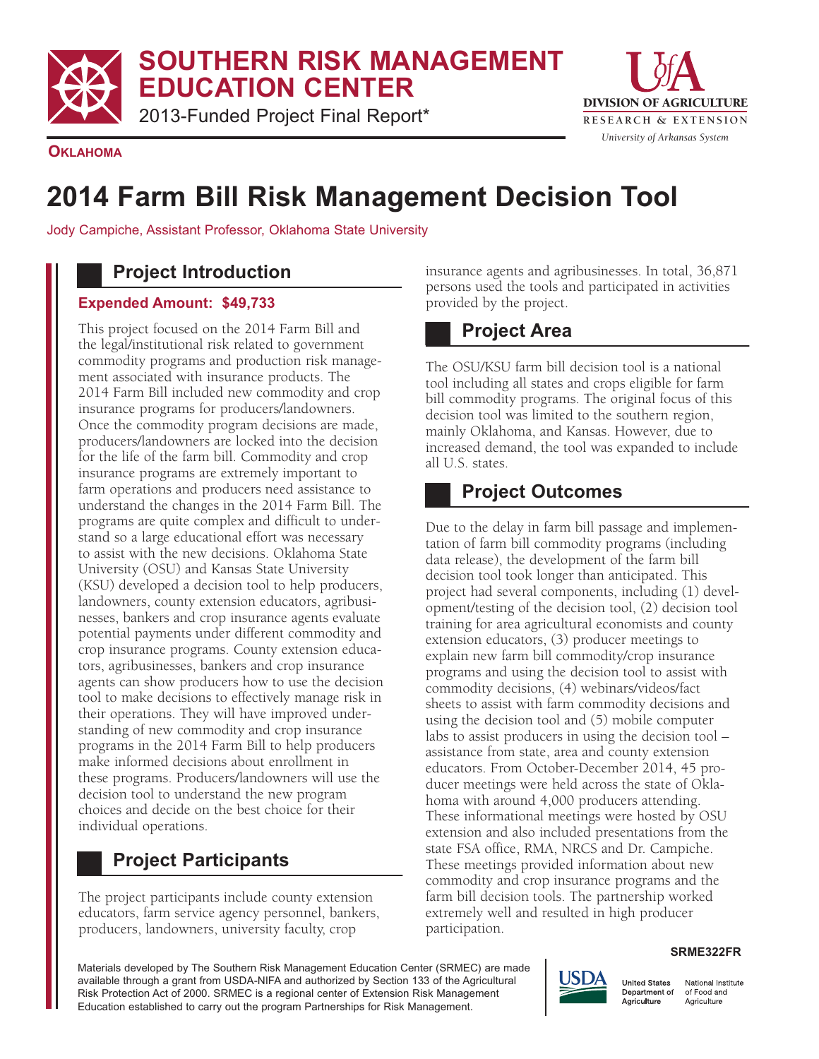# SOUTHERN RISK MANAGEMENT EDUCATION CENTER

2013-Funded Project Final Report*

DIVISION OF AGRICULTURE
RESEARCH & EXTENSION
*University of Arkansas System*

**OKLAHOMA**

# 2014 Farm Bill Risk Management Decision Tool

Jody Campiche, Assistant Professor, Oklahoma State University

## Project Introduction

**Expended Amount: $49,733**

This project focused on the 2014 Farm Bill and the legal/institutional risk related to government commodity programs and production risk management associated with insurance products. The 2014 Farm Bill included new commodity and crop insurance programs for producers/landowners. Once the commodity program decisions are made, producers/landowners are locked into the decision for the life of the farm bill. Commodity and crop insurance programs are extremely important to farm operations and producers need assistance to understand the changes in the 2014 Farm Bill. The programs are quite complex and difficult to understand so a large educational effort was necessary to assist with the new decisions. Oklahoma State University (OSU) and Kansas State University (KSU) developed a decision tool to help producers, landowners, county extension educators, agribusinesses, bankers and crop insurance agents evaluate potential payments under different commodity and crop insurance programs. County extension educators, agribusinesses, bankers and crop insurance agents can show producers how to use the decision tool to make decisions to effectively manage risk in their operations. They will have improved understanding of new commodity and crop insurance programs in the 2014 Farm Bill to help producers make informed decisions about enrollment in these programs. Producers/landowners will use the decision tool to understand the new program choices and decide on the best choice for their individual operations.

## Project Participants

The project participants include county extension educators, farm service agency personnel, bankers, producers, landowners, university faculty, crop insurance agents and agribusinesses. In total, 36,871 persons used the tools and participated in activities provided by the project.

## Project Area

The OSU/KSU farm bill decision tool is a national tool including all states and crops eligible for farm bill commodity programs. The original focus of this decision tool was limited to the southern region, mainly Oklahoma, and Kansas. However, due to increased demand, the tool was expanded to include all U.S. states.

## Project Outcomes

Due to the delay in farm bill passage and implementation of farm bill commodity programs (including data release), the development of the farm bill decision tool took longer than anticipated. This project had several components, including (1) development/testing of the decision tool, (2) decision tool training for area agricultural economists and county extension educators, (3) producer meetings to explain new farm bill commodity/crop insurance programs and using the decision tool to assist with commodity decisions, (4) webinars/videos/fact sheets to assist with farm commodity decisions and using the decision tool and (5) mobile computer labs to assist producers in using the decision tool – assistance from state, area and county extension educators. From October-December 2014, 45 producer meetings were held across the state of Oklahoma with around 4,000 producers attending. These informational meetings were hosted by OSU extension and also included presentations from the state FSA office, RMA, NRCS and Dr. Campiche. These meetings provided information about new commodity and crop insurance programs and the farm bill decision tools. The partnership worked extremely well and resulted in high producer participation.

SRME322FR

Materials developed by The Southern Risk Management Education Center (SRMEC) are made available through a grant from USDA-NIFA and authorized by Section 133 of the Agricultural Risk Protection Act of 2000. SRMEC is a regional center of Extension Risk Management Education established to carry out the program Partnerships for Risk Management.

USDA United States Department of Agriculture — National Institute of Food and Agriculture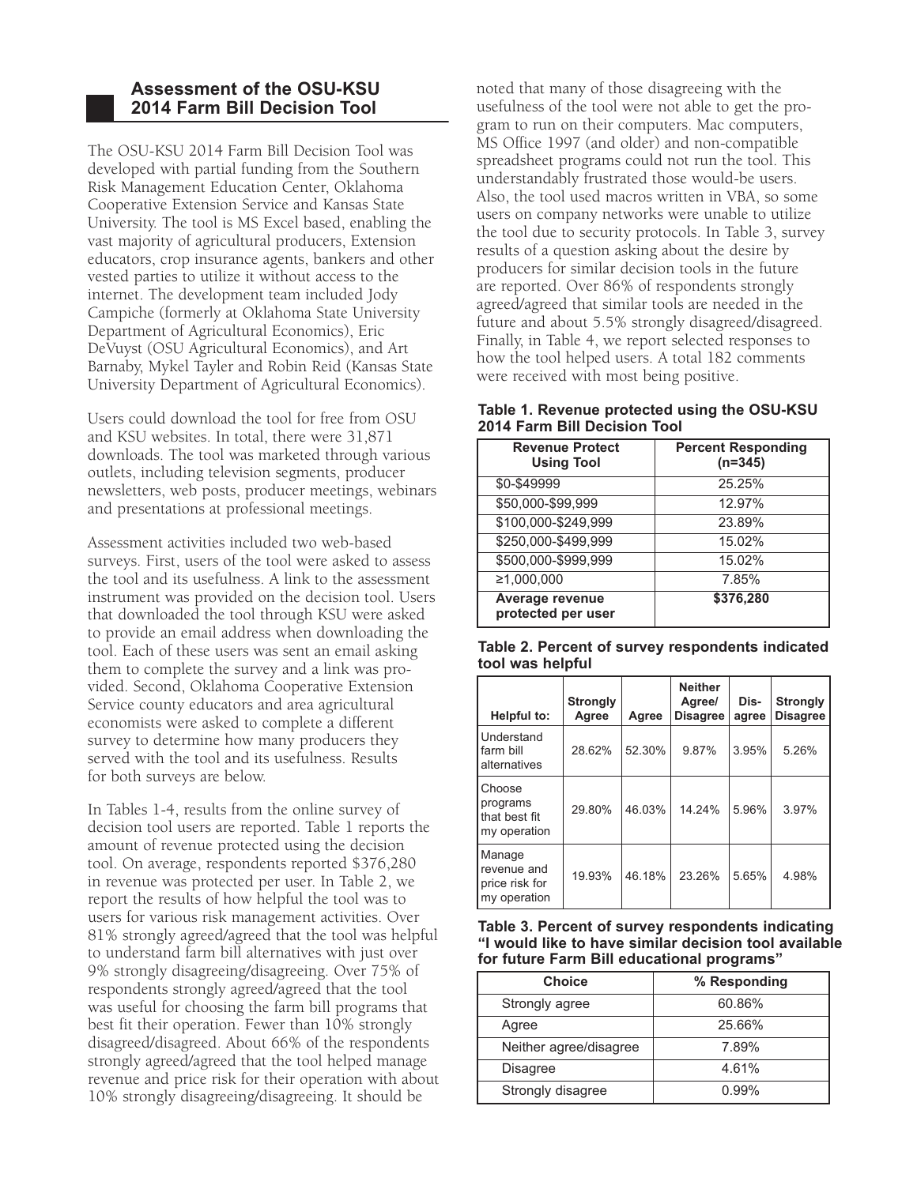## Assessment of the OSU-KSU 2014 Farm Bill Decision Tool

The OSU-KSU 2014 Farm Bill Decision Tool was developed with partial funding from the Southern Risk Management Education Center, Oklahoma Cooperative Extension Service and Kansas State University. The tool is MS Excel based, enabling the vast majority of agricultural producers, Extension educators, crop insurance agents, bankers and other vested parties to utilize it without access to the internet. The development team included Jody Campiche (formerly at Oklahoma State University Department of Agricultural Economics), Eric DeVuyst (OSU Agricultural Economics), and Art Barnaby, Mykel Tayler and Robin Reid (Kansas State University Department of Agricultural Economics).

Users could download the tool for free from OSU and KSU websites. In total, there were 31,871 downloads. The tool was marketed through various outlets, including television segments, producer newsletters, web posts, producer meetings, webinars and presentations at professional meetings.

Assessment activities included two web-based surveys. First, users of the tool were asked to assess the tool and its usefulness. A link to the assessment instrument was provided on the decision tool. Users that downloaded the tool through KSU were asked to provide an email address when downloading the tool. Each of these users was sent an email asking them to complete the survey and a link was provided. Second, Oklahoma Cooperative Extension Service county educators and area agricultural economists were asked to complete a different survey to determine how many producers they served with the tool and its usefulness. Results for both surveys are below.

In Tables 1-4, results from the online survey of decision tool users are reported. Table 1 reports the amount of revenue protected using the decision tool. On average, respondents reported $376,280 in revenue was protected per user. In Table 2, we report the results of how helpful the tool was to users for various risk management activities. Over 81% strongly agreed/agreed that the tool was helpful to understand farm bill alternatives with just over 9% strongly disagreeing/disagreeing. Over 75% of respondents strongly agreed/agreed that the tool was useful for choosing the farm bill programs that best fit their operation. Fewer than 10% strongly disagreed/disagreed. About 66% of the respondents strongly agreed/agreed that the tool helped manage revenue and price risk for their operation with about 10% strongly disagreeing/disagreeing. It should be noted that many of those disagreeing with the usefulness of the tool were not able to get the program to run on their computers. Mac computers, MS Office 1997 (and older) and non-compatible spreadsheet programs could not run the tool. This understandably frustrated those would-be users. Also, the tool used macros written in VBA, so some users on company networks were unable to utilize the tool due to security protocols. In Table 3, survey results of a question asking about the desire by producers for similar decision tools in the future are reported. Over 86% of respondents strongly agreed/agreed that similar tools are needed in the future and about 5.5% strongly disagreed/disagreed. Finally, in Table 4, we report selected responses to how the tool helped users. A total 182 comments were received with most being positive.

**Table 1. Revenue protected using the OSU-KSU 2014 Farm Bill Decision Tool**

| Revenue Protect Using Tool | Percent Responding (n=345) |
|---|---|
| $0-$49999 | 25.25% |
| $50,000-$99,999 | 12.97% |
| $100,000-$249,999 | 23.89% |
| $250,000-$499,999 | 15.02% |
| $500,000-$999,999 | 15.02% |
| ≥1,000,000 | 7.85% |
| **Average revenue protected per user** | **$376,280** |

**Table 2. Percent of survey respondents indicated tool was helpful**

| Helpful to: | Strongly Agree | Agree | Neither Agree/ Disagree | Dis-agree | Strongly Disagree |
|---|---|---|---|---|---|
| Understand farm bill alternatives | 28.62% | 52.30% | 9.87% | 3.95% | 5.26% |
| Choose programs that best fit my operation | 29.80% | 46.03% | 14.24% | 5.96% | 3.97% |
| Manage revenue and price risk for my operation | 19.93% | 46.18% | 23.26% | 5.65% | 4.98% |

**Table 3. Percent of survey respondents indicating "I would like to have similar decision tool available for future Farm Bill educational programs"**

| Choice | % Responding |
|---|---|
| Strongly agree | 60.86% |
| Agree | 25.66% |
| Neither agree/disagree | 7.89% |
| Disagree | 4.61% |
| Strongly disagree | 0.99% |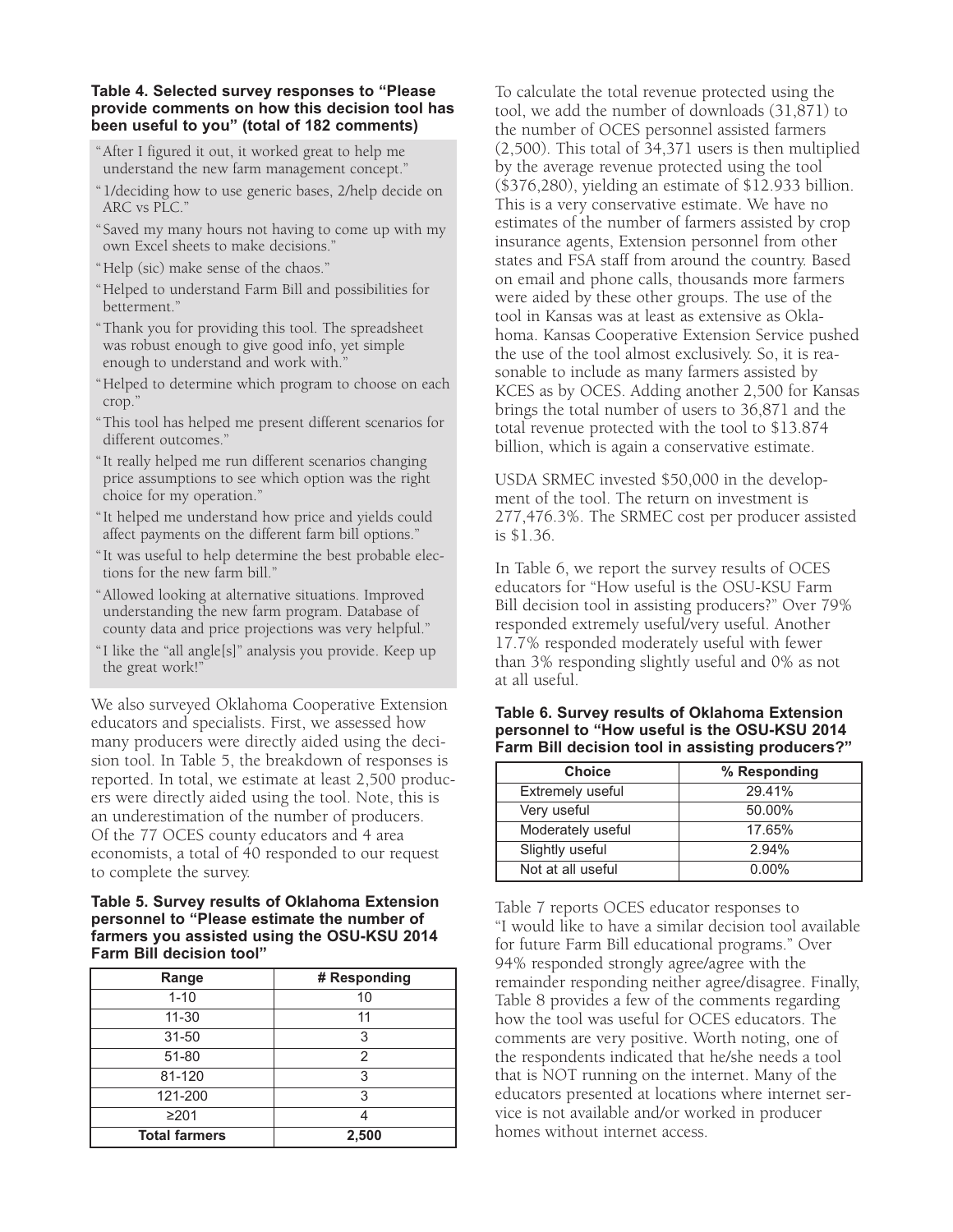**Table 4. Selected survey responses to "Please provide comments on how this decision tool has been useful to you" (total of 182 comments)**

- "After I figured it out, it worked great to help me understand the new farm management concept."
- "1/deciding how to use generic bases, 2/help decide on ARC vs PLC."
- "Saved my many hours not having to come up with my own Excel sheets to make decisions."
- "Help (sic) make sense of the chaos."
- "Helped to understand Farm Bill and possibilities for betterment."
- "Thank you for providing this tool. The spreadsheet was robust enough to give good info, yet simple enough to understand and work with."
- "Helped to determine which program to choose on each crop."
- "This tool has helped me present different scenarios for different outcomes."
- "It really helped me run different scenarios changing price assumptions to see which option was the right choice for my operation."
- "It helped me understand how price and yields could affect payments on the different farm bill options."
- "It was useful to help determine the best probable elections for the new farm bill."
- "Allowed looking at alternative situations. Improved understanding the new farm program. Database of county data and price projections was very helpful."
- "I like the "all angle[s]" analysis you provide. Keep up the great work!"

We also surveyed Oklahoma Cooperative Extension educators and specialists. First, we assessed how many producers were directly aided using the decision tool. In Table 5, the breakdown of responses is reported. In total, we estimate at least 2,500 producers were directly aided using the tool. Note, this is an underestimation of the number of producers. Of the 77 OCES county educators and 4 area economists, a total of 40 responded to our request to complete the survey.

**Table 5. Survey results of Oklahoma Extension personnel to "Please estimate the number of farmers you assisted using the OSU-KSU 2014 Farm Bill decision tool"**

| Range | # Responding |
|---|---|
| 1-10 | 10 |
| 11-30 | 11 |
| 31-50 | 3 |
| 51-80 | 2 |
| 81-120 | 3 |
| 121-200 | 3 |
| ≥201 | 4 |
| **Total farmers** | **2,500** |

To calculate the total revenue protected using the tool, we add the number of downloads (31,871) to the number of OCES personnel assisted farmers (2,500). This total of 34,371 users is then multiplied by the average revenue protected using the tool ($376,280), yielding an estimate of $12.933 billion. This is a very conservative estimate. We have no estimates of the number of farmers assisted by crop insurance agents, Extension personnel from other states and FSA staff from around the country. Based on email and phone calls, thousands more farmers were aided by these other groups. The use of the tool in Kansas was at least as extensive as Oklahoma. Kansas Cooperative Extension Service pushed the use of the tool almost exclusively. So, it is reasonable to include as many farmers assisted by KCES as by OCES. Adding another 2,500 for Kansas brings the total number of users to 36,871 and the total revenue protected with the tool to $13.874 billion, which is again a conservative estimate.

USDA SRMEC invested $50,000 in the development of the tool. The return on investment is 277,476.3%. The SRMEC cost per producer assisted is $1.36.

In Table 6, we report the survey results of OCES educators for "How useful is the OSU-KSU Farm Bill decision tool in assisting producers?" Over 79% responded extremely useful/very useful. Another 17.7% responded moderately useful with fewer than 3% responding slightly useful and 0% as not at all useful.

**Table 6. Survey results of Oklahoma Extension personnel to "How useful is the OSU-KSU 2014 Farm Bill decision tool in assisting producers?"**

| Choice | % Responding |
|---|---|
| Extremely useful | 29.41% |
| Very useful | 50.00% |
| Moderately useful | 17.65% |
| Slightly useful | 2.94% |
| Not at all useful | 0.00% |

Table 7 reports OCES educator responses to "I would like to have a similar decision tool available for future Farm Bill educational programs." Over 94% responded strongly agree/agree with the remainder responding neither agree/disagree. Finally, Table 8 provides a few of the comments regarding how the tool was useful for OCES educators. The comments are very positive. Worth noting, one of the respondents indicated that he/she needs a tool that is NOT running on the internet. Many of the educators presented at locations where internet service is not available and/or worked in producer homes without internet access.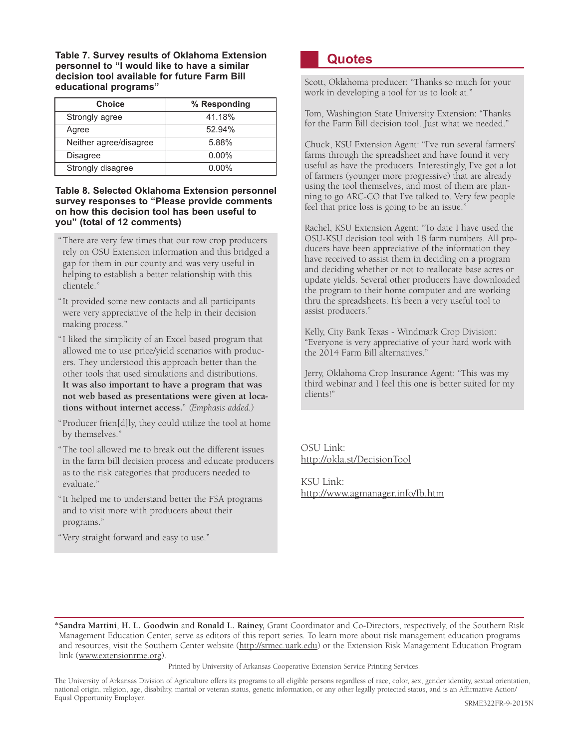**Table 7. Survey results of Oklahoma Extension personnel to "I would like to have a similar decision tool available for future Farm Bill educational programs"**

| Choice | % Responding |
|---|---|
| Strongly agree | 41.18% |
| Agree | 52.94% |
| Neither agree/disagree | 5.88% |
| Disagree | 0.00% |
| Strongly disagree | 0.00% |

**Table 8. Selected Oklahoma Extension personnel survey responses to "Please provide comments on how this decision tool has been useful to you" (total of 12 comments)**

"There are very few times that our row crop producers rely on OSU Extension information and this bridged a gap for them in our county and was very useful in helping to establish a better relationship with this clientele."

"It provided some new contacts and all participants were very appreciative of the help in their decision making process."

"I liked the simplicity of an Excel based program that allowed me to use price/yield scenarios with producers. They understood this approach better than the other tools that used simulations and distributions. **It was also important to have a program that was not web based as presentations were given at locations without internet access.**" *(Emphasis added.)*

"Producer frien[d]ly, they could utilize the tool at home by themselves."

"The tool allowed me to break out the different issues in the farm bill decision process and educate producers as to the risk categories that producers needed to evaluate."

"It helped me to understand better the FSA programs and to visit more with producers about their programs."

"Very straight forward and easy to use."

## Quotes

Scott, Oklahoma producer: "Thanks so much for your work in developing a tool for us to look at."

Tom, Washington State University Extension: "Thanks for the Farm Bill decision tool. Just what we needed."

Chuck, KSU Extension Agent: "I've run several farmers' farms through the spreadsheet and have found it very useful as have the producers. Interestingly, I've got a lot of farmers (younger more progressive) that are already using the tool themselves, and most of them are planning to go ARC-CO that I've talked to. Very few people feel that price loss is going to be an issue."

Rachel, KSU Extension Agent: "To date I have used the OSU-KSU decision tool with 18 farm numbers. All producers have been appreciative of the information they have received to assist them in deciding on a program and deciding whether or not to reallocate base acres or update yields. Several other producers have downloaded the program to their home computer and are working thru the spreadsheets. It's been a very useful tool to assist producers."

Kelly, City Bank Texas - Windmark Crop Division: "Everyone is very appreciative of your hard work with the 2014 Farm Bill alternatives."

Jerry, Oklahoma Crop Insurance Agent: "This was my third webinar and I feel this one is better suited for my clients!"

OSU Link:
http://okla.st/DecisionTool

KSU Link:
http://www.agmanager.info/fb.htm

*__Sandra Martini__, __H. L. Goodwin__ and __Ronald L. Rainey__, Grant Coordinator and Co-Directors, respectively, of the Southern Risk Management Education Center, serve as editors of this report series. To learn more about risk management education programs and resources, visit the Southern Center website (http://srmec.uark.edu) or the Extension Risk Management Education Program link (www.extensionrme.org).

Printed by University of Arkansas Cooperative Extension Service Printing Services.

The University of Arkansas Division of Agriculture offers its programs to all eligible persons regardless of race, color, sex, gender identity, sexual orientation, national origin, religion, age, disability, marital or veteran status, genetic information, or any other legally protected status, and is an Affirmative Action/Equal Opportunity Employer.

SRME322FR-9-2015N